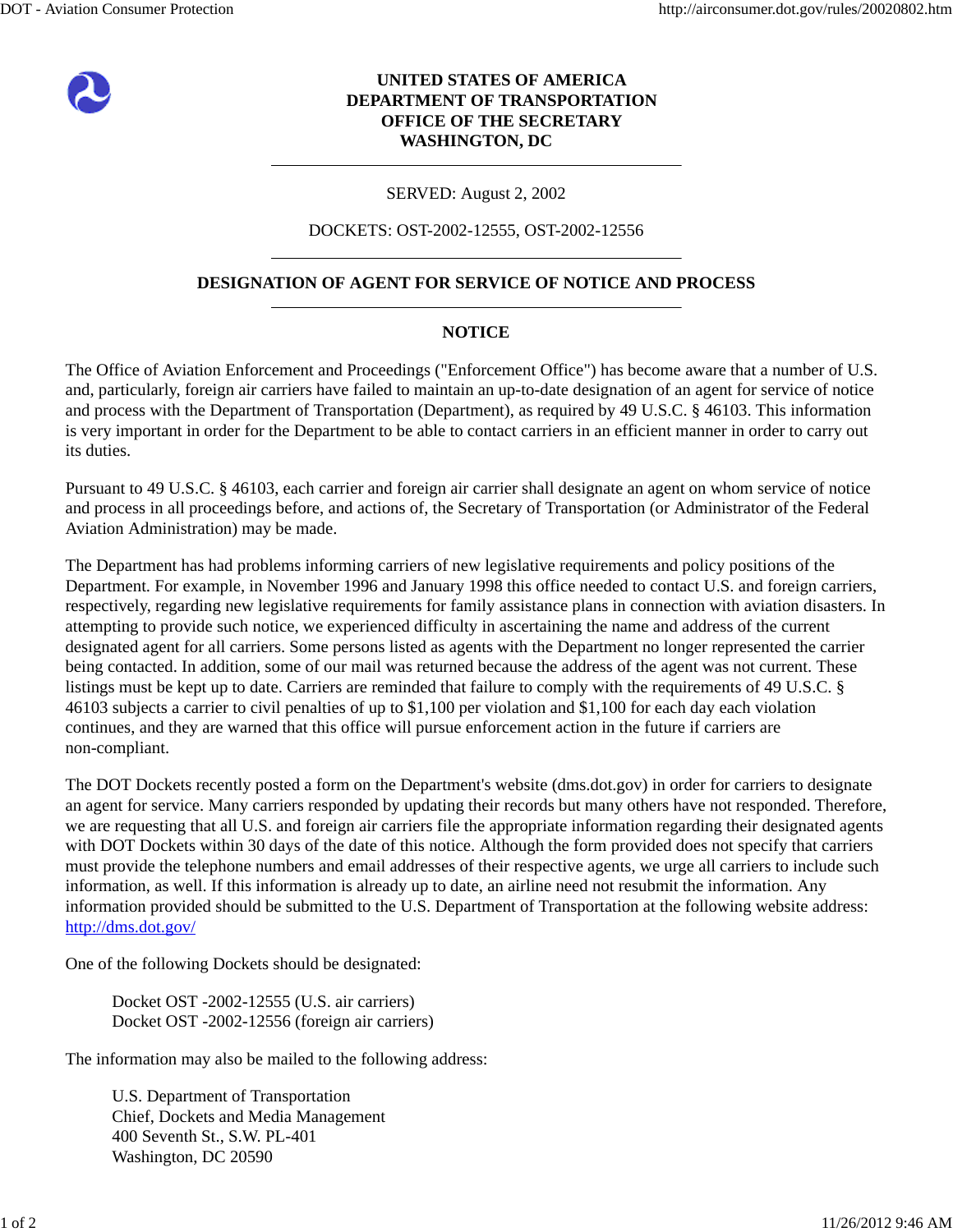**UNITED STATES OF AMERICA**
**DEPARTMENT OF TRANSPORTATION**
**OFFICE OF THE SECRETARY**
**WASHINGTON, DC**

---

SERVED: August 2, 2002

DOCKETS: OST-2002-12555, OST-2002-12556

---

## DESIGNATION OF AGENT FOR SERVICE OF NOTICE AND PROCESS

---

### NOTICE

The Office of Aviation Enforcement and Proceedings ("Enforcement Office") has become aware that a number of U.S. and, particularly, foreign air carriers have failed to maintain an up-to-date designation of an agent for service of notice and process with the Department of Transportation (Department), as required by 49 U.S.C. § 46103. This information is very important in order for the Department to be able to contact carriers in an efficient manner in order to carry out its duties.

Pursuant to 49 U.S.C. § 46103, each carrier and foreign air carrier shall designate an agent on whom service of notice and process in all proceedings before, and actions of, the Secretary of Transportation (or Administrator of the Federal Aviation Administration) may be made.

The Department has had problems informing carriers of new legislative requirements and policy positions of the Department. For example, in November 1996 and January 1998 this office needed to contact U.S. and foreign carriers, respectively, regarding new legislative requirements for family assistance plans in connection with aviation disasters. In attempting to provide such notice, we experienced difficulty in ascertaining the name and address of the current designated agent for all carriers. Some persons listed as agents with the Department no longer represented the carrier being contacted. In addition, some of our mail was returned because the address of the agent was not current. These listings must be kept up to date. Carriers are reminded that failure to comply with the requirements of 49 U.S.C. § 46103 subjects a carrier to civil penalties of up to $1,100 per violation and $1,100 for each day each violation continues, and they are warned that this office will pursue enforcement action in the future if carriers are non-compliant.

The DOT Dockets recently posted a form on the Department's website (dms.dot.gov) in order for carriers to designate an agent for service. Many carriers responded by updating their records but many others have not responded. Therefore, we are requesting that all U.S. and foreign air carriers file the appropriate information regarding their designated agents with DOT Dockets within 30 days of the date of this notice. Although the form provided does not specify that carriers must provide the telephone numbers and email addresses of their respective agents, we urge all carriers to include such information, as well. If this information is already up to date, an airline need not resubmit the information. Any information provided should be submitted to the U.S. Department of Transportation at the following website address: [http://dms.dot.gov/](http://dms.dot.gov/)

One of the following Dockets should be designated:

> Docket OST -2002-12555 (U.S. air carriers)
> Docket OST -2002-12556 (foreign air carriers)

The information may also be mailed to the following address:

> U.S. Department of Transportation
> Chief, Dockets and Media Management
> 400 Seventh St., S.W. PL-401
> Washington, DC 20590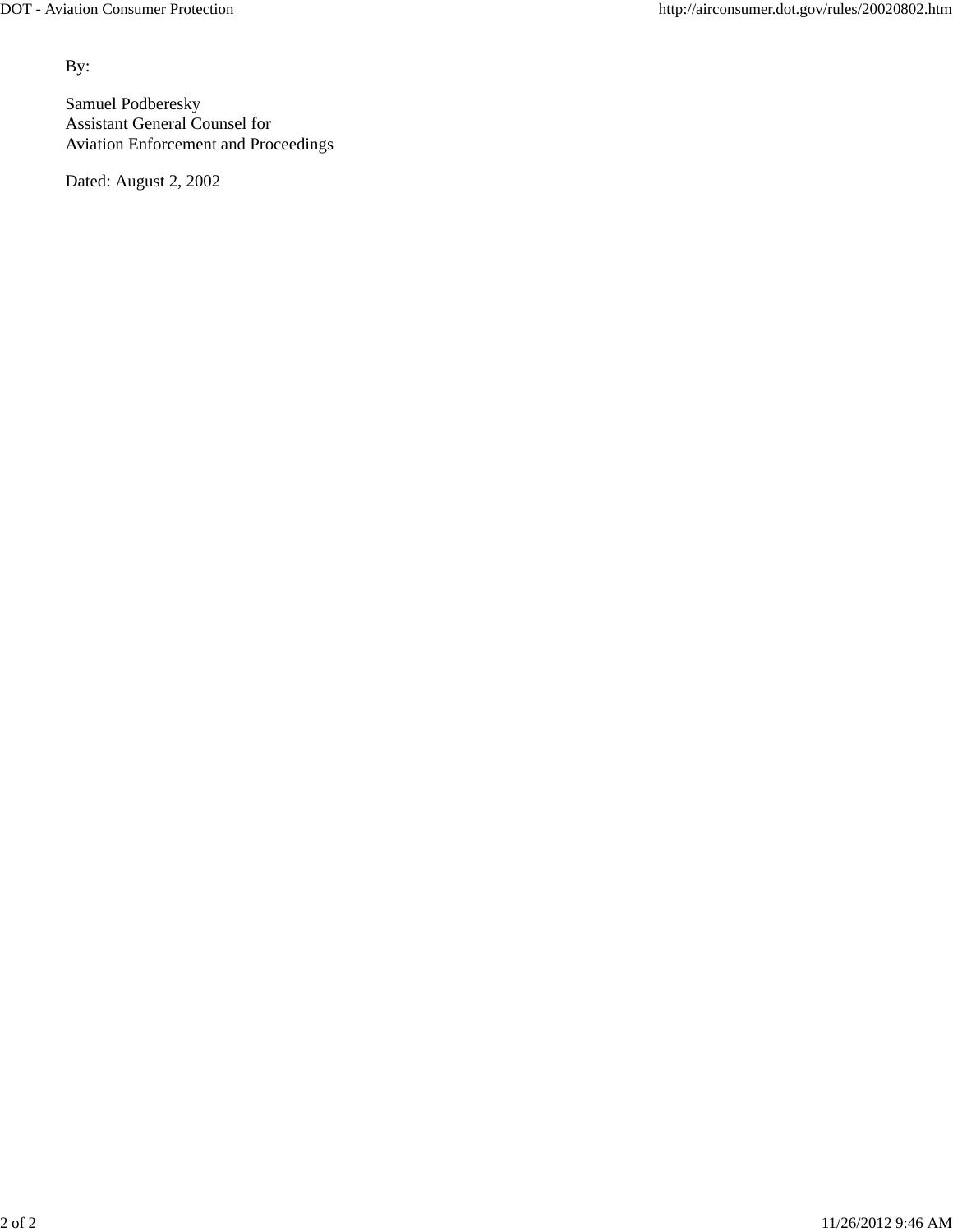By:

Samuel Podberesky
Assistant General Counsel for
Aviation Enforcement and Proceedings

Dated: August 2, 2002